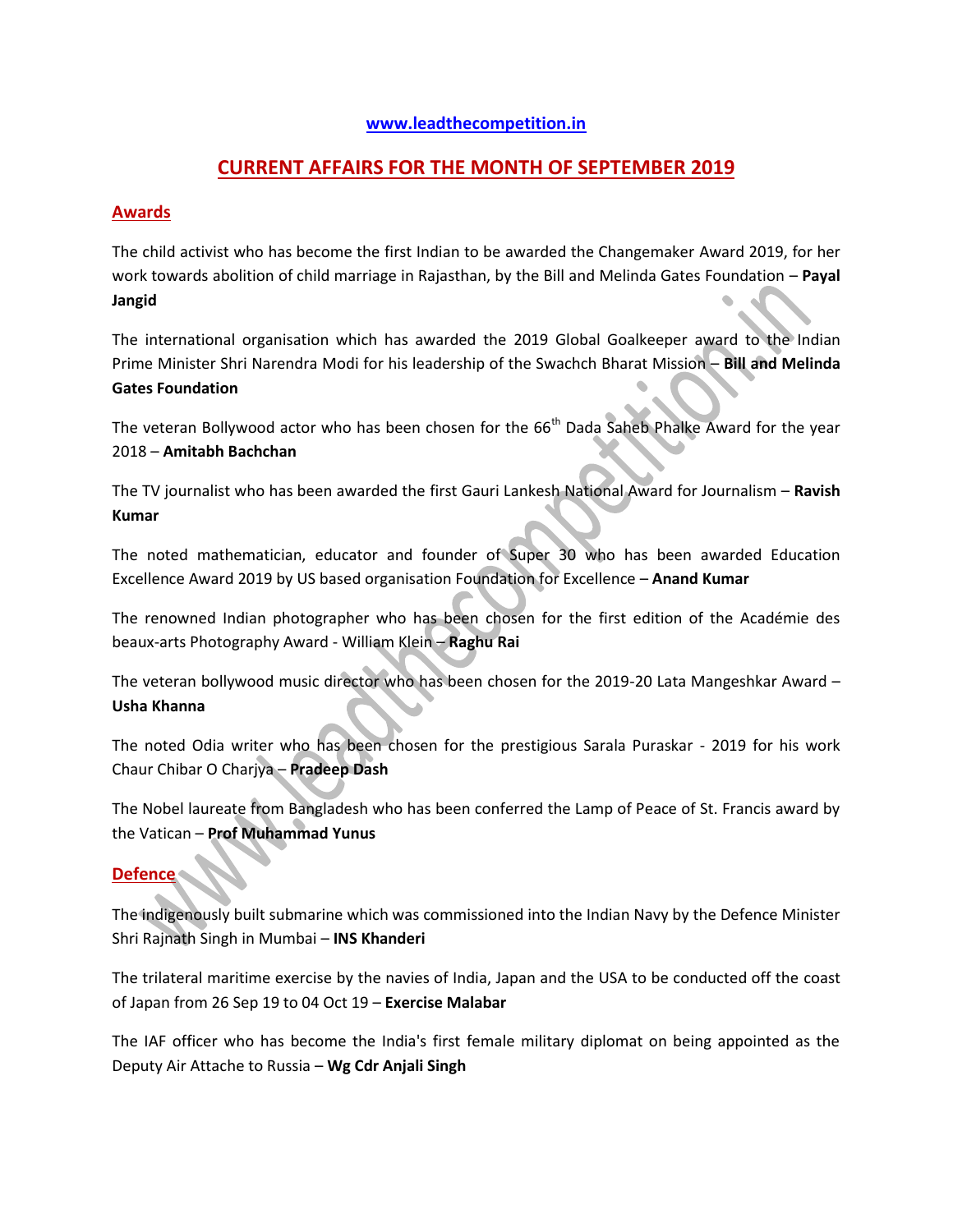www.leadthecompetition.in

# CURRENT AFFAIRS FOR THE MONTH OF SEPTEMBER 2019

## Awards

The child activist who has become the first Indian to be awarded the Changemaker Award 2019, for her work towards abolition of child marriage in Rajasthan, by the Bill and Melinda Gates Foundation – **Payal Jangid**

The international organisation which has awarded the 2019 Global Goalkeeper award to the Indian Prime Minister Shri Narendra Modi for his leadership of the Swachch Bharat Mission – **Bill and Melinda Gates Foundation**

The veteran Bollywood actor who has been chosen for the 66th Dada Saheb Phalke Award for the year 2018 – **Amitabh Bachchan**

The TV journalist who has been awarded the first Gauri Lankesh National Award for Journalism – **Ravish Kumar**

The noted mathematician, educator and founder of Super 30 who has been awarded Education Excellence Award 2019 by US based organisation Foundation for Excellence – **Anand Kumar**

The renowned Indian photographer who has been chosen for the first edition of the Académie des beaux-arts Photography Award - William Klein – **Raghu Rai**

The veteran bollywood music director who has been chosen for the 2019-20 Lata Mangeshkar Award – **Usha Khanna**

The noted Odia writer who has been chosen for the prestigious Sarala Puraskar - 2019 for his work Chaur Chibar O Charjya – **Pradeep Dash**

The Nobel laureate from Bangladesh who has been conferred the Lamp of Peace of St. Francis award by the Vatican – **Prof Muhammad Yunus**

## Defence

The indigenously built submarine which was commissioned into the Indian Navy by the Defence Minister Shri Rajnath Singh in Mumbai – **INS Khanderi**

The trilateral maritime exercise by the navies of India, Japan and the USA to be conducted off the coast of Japan from 26 Sep 19 to 04 Oct 19 – **Exercise Malabar**

The IAF officer who has become the India's first female military diplomat on being appointed as the Deputy Air Attache to Russia – **Wg Cdr Anjali Singh**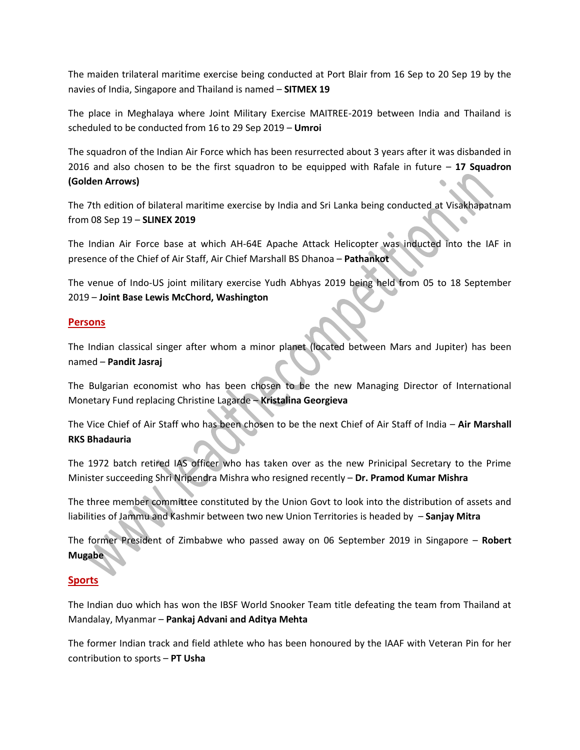The maiden trilateral maritime exercise being conducted at Port Blair from 16 Sep to 20 Sep 19 by the navies of India, Singapore and Thailand is named – **SITMEX 19**

The place in Meghalaya where Joint Military Exercise MAITREE-2019 between India and Thailand is scheduled to be conducted from 16 to 29 Sep 2019 – **Umroi**

The squadron of the Indian Air Force which has been resurrected about 3 years after it was disbanded in 2016 and also chosen to be the first squadron to be equipped with Rafale in future – **17 Squadron (Golden Arrows)**

The 7th edition of bilateral maritime exercise by India and Sri Lanka being conducted at Visakhapatnam from 08 Sep 19 – **SLINEX 2019**

The Indian Air Force base at which AH-64E Apache Attack Helicopter was inducted into the IAF in presence of the Chief of Air Staff, Air Chief Marshall BS Dhanoa – **Pathankot**

The venue of Indo-US joint military exercise Yudh Abhyas 2019 being held from 05 to 18 September 2019 – **Joint Base Lewis McChord, Washington**

## Persons

The Indian classical singer after whom a minor planet (located between Mars and Jupiter) has been named – **Pandit Jasraj**

The Bulgarian economist who has been chosen to be the new Managing Director of International Monetary Fund replacing Christine Lagarde – **Kristalina Georgieva**

The Vice Chief of Air Staff who has been chosen to be the next Chief of Air Staff of India – **Air Marshall RKS Bhadauria**

The 1972 batch retired IAS officer who has taken over as the new Prinicipal Secretary to the Prime Minister succeeding Shri Nripendra Mishra who resigned recently – **Dr. Pramod Kumar Mishra**

The three member committee constituted by the Union Govt to look into the distribution of assets and liabilities of Jammu and Kashmir between two new Union Territories is headed by – **Sanjay Mitra**

The former President of Zimbabwe who passed away on 06 September 2019 in Singapore – **Robert Mugabe**

## Sports

The Indian duo which has won the IBSF World Snooker Team title defeating the team from Thailand at Mandalay, Myanmar – **Pankaj Advani and Aditya Mehta**

The former Indian track and field athlete who has been honoured by the IAAF with Veteran Pin for her contribution to sports – **PT Usha**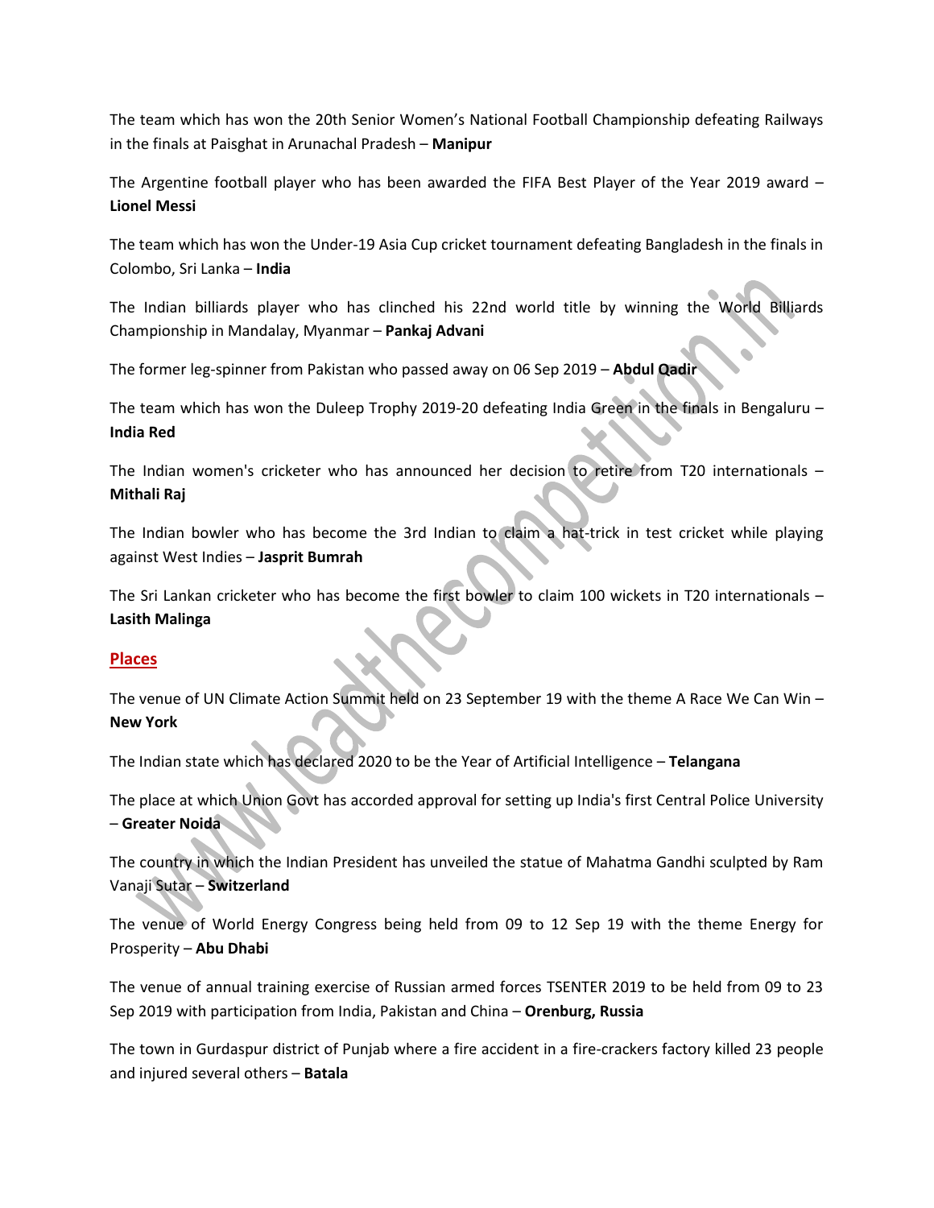The team which has won the 20th Senior Women's National Football Championship defeating Railways in the finals at Paisghat in Arunachal Pradesh – **Manipur**

The Argentine football player who has been awarded the FIFA Best Player of the Year 2019 award – **Lionel Messi**

The team which has won the Under-19 Asia Cup cricket tournament defeating Bangladesh in the finals in Colombo, Sri Lanka – **India**

The Indian billiards player who has clinched his 22nd world title by winning the World Billiards Championship in Mandalay, Myanmar – **Pankaj Advani**

The former leg-spinner from Pakistan who passed away on 06 Sep 2019 – **Abdul Qadir**

The team which has won the Duleep Trophy 2019-20 defeating India Green in the finals in Bengaluru – **India Red**

The Indian women's cricketer who has announced her decision to retire from T20 internationals – **Mithali Raj**

The Indian bowler who has become the 3rd Indian to claim a hat-trick in test cricket while playing against West Indies – **Jasprit Bumrah**

The Sri Lankan cricketer who has become the first bowler to claim 100 wickets in T20 internationals – **Lasith Malinga**

## Places

The venue of UN Climate Action Summit held on 23 September 19 with the theme A Race We Can Win – **New York**

The Indian state which has declared 2020 to be the Year of Artificial Intelligence – **Telangana**

The place at which Union Govt has accorded approval for setting up India's first Central Police University – **Greater Noida**

The country in which the Indian President has unveiled the statue of Mahatma Gandhi sculpted by Ram Vanaji Sutar – **Switzerland**

The venue of World Energy Congress being held from 09 to 12 Sep 19 with the theme Energy for Prosperity – **Abu Dhabi**

The venue of annual training exercise of Russian armed forces TSENTER 2019 to be held from 09 to 23 Sep 2019 with participation from India, Pakistan and China – **Orenburg, Russia**

The town in Gurdaspur district of Punjab where a fire accident in a fire-crackers factory killed 23 people and injured several others – **Batala**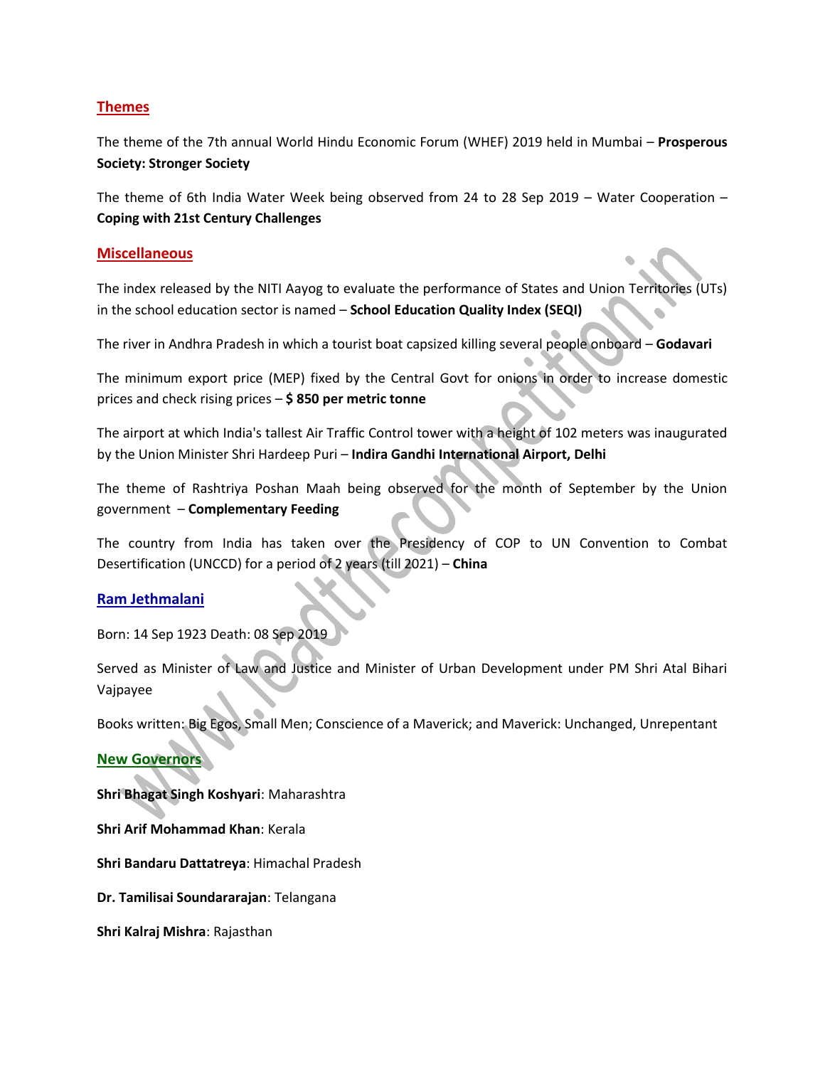## Themes

The theme of the 7th annual World Hindu Economic Forum (WHEF) 2019 held in Mumbai – **Prosperous Society: Stronger Society**

The theme of 6th India Water Week being observed from 24 to 28 Sep 2019 – Water Cooperation – **Coping with 21st Century Challenges**

## Miscellaneous

The index released by the NITI Aayog to evaluate the performance of States and Union Territories (UTs) in the school education sector is named – **School Education Quality Index (SEQI)**

The river in Andhra Pradesh in which a tourist boat capsized killing several people onboard – **Godavari**

The minimum export price (MEP) fixed by the Central Govt for onions in order to increase domestic prices and check rising prices – **$ 850 per metric tonne**

The airport at which India's tallest Air Traffic Control tower with a height of 102 meters was inaugurated by the Union Minister Shri Hardeep Puri – **Indira Gandhi International Airport, Delhi**

The theme of Rashtriya Poshan Maah being observed for the month of September by the Union government – **Complementary Feeding**

The country from India has taken over the Presidency of COP to UN Convention to Combat Desertification (UNCCD) for a period of 2 years (till 2021) – **China**

## Ram Jethmalani

Born: 14 Sep 1923 Death: 08 Sep 2019

Served as Minister of Law and Justice and Minister of Urban Development under PM Shri Atal Bihari Vajpayee

Books written: Big Egos, Small Men; Conscience of a Maverick; and Maverick: Unchanged, Unrepentant

## New Governors

**Shri Bhagat Singh Koshyari**: Maharashtra

**Shri Arif Mohammad Khan**: Kerala

**Shri Bandaru Dattatreya**: Himachal Pradesh

**Dr. Tamilisai Soundararajan**: Telangana

**Shri Kalraj Mishra**: Rajasthan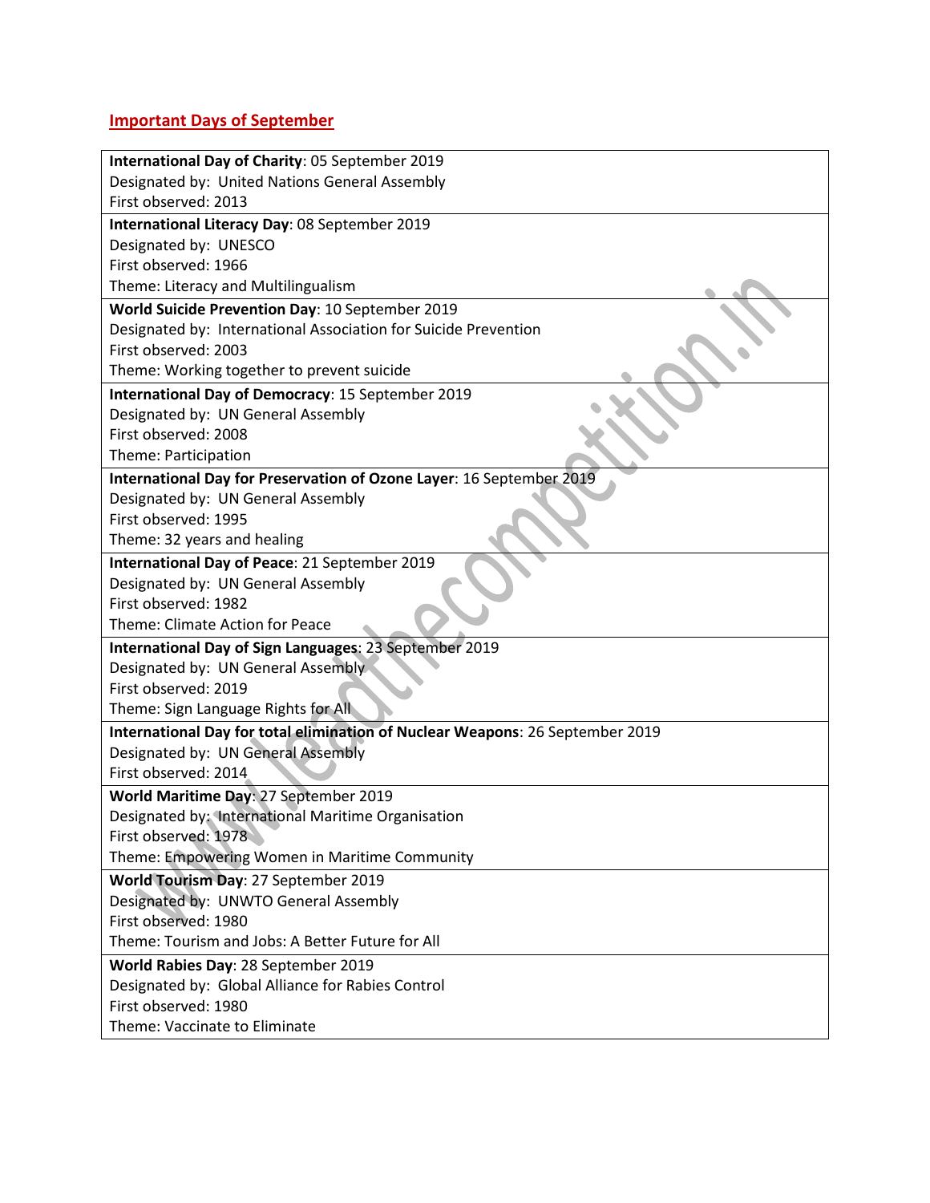## Important Days of September

**International Day of Charity**: 05 September 2019
Designated by: United Nations General Assembly
First observed: 2013

**International Literacy Day**: 08 September 2019
Designated by: UNESCO
First observed: 1966
Theme: Literacy and Multilingualism

**World Suicide Prevention Day**: 10 September 2019
Designated by: International Association for Suicide Prevention
First observed: 2003
Theme: Working together to prevent suicide

**International Day of Democracy**: 15 September 2019
Designated by: UN General Assembly
First observed: 2008
Theme: Participation

**International Day for Preservation of Ozone Layer**: 16 September 2019
Designated by: UN General Assembly
First observed: 1995
Theme: 32 years and healing

**International Day of Peace**: 21 September 2019
Designated by: UN General Assembly
First observed: 1982
Theme: Climate Action for Peace

**International Day of Sign Languages**: 23 September 2019
Designated by: UN General Assembly
First observed: 2019
Theme: Sign Language Rights for All

**International Day for total elimination of Nuclear Weapons**: 26 September 2019
Designated by: UN General Assembly
First observed: 2014

**World Maritime Day**: 27 September 2019
Designated by: International Maritime Organisation
First observed: 1978
Theme: Empowering Women in Maritime Community

**World Tourism Day**: 27 September 2019
Designated by: UNWTO General Assembly
First observed: 1980
Theme: Tourism and Jobs: A Better Future for All

**World Rabies Day**: 28 September 2019
Designated by: Global Alliance for Rabies Control
First observed: 1980
Theme: Vaccinate to Eliminate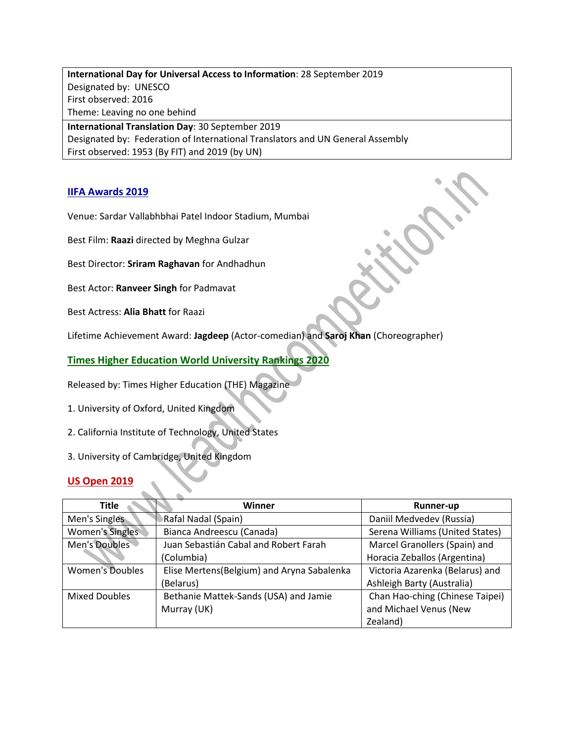| **International Day for Universal Access to Information**: 28 September 2019<br>Designated by: UNESCO<br>First observed: 2016<br>Theme: Leaving no one behind |
|---|
| **International Translation Day**: 30 September 2019<br>Designated by: Federation of International Translators and UN General Assembly<br>First observed: 1953 (By FIT) and 2019 (by UN) |

## IIFA Awards 2019

Venue: Sardar Vallabhbhai Patel Indoor Stadium, Mumbai

Best Film: **Raazi** directed by Meghna Gulzar

Best Director: **Sriram Raghavan** for Andhadhun

Best Actor: **Ranveer Singh** for Padmavat

Best Actress: **Alia Bhatt** for Raazi

Lifetime Achievement Award: **Jagdeep** (Actor-comedian) and **Saroj Khan** (Choreographer)

## Times Higher Education World University Rankings 2020

Released by: Times Higher Education (THE) Magazine

1. University of Oxford, United Kingdom

2. California Institute of Technology, United States

3. University of Cambridge, United Kingdom

## US Open 2019

| Title | Winner | Runner-up |
|---|---|---|
| Men's Singles | Rafal Nadal (Spain) | Daniil Medvedev (Russia) |
| Women's Singles | Bianca Andreescu (Canada) | Serena Williams (United States) |
| Men's Doubles | Juan Sebastián Cabal and Robert Farah (Columbia) | Marcel Granollers (Spain) and Horacia Zeballos (Argentina) |
| Women's Doubles | Elise Mertens(Belgium) and Aryna Sabalenka (Belarus) | Victoria Azarenka (Belarus) and Ashleigh Barty (Australia) |
| Mixed Doubles | Bethanie Mattek-Sands (USA) and Jamie Murray (UK) | Chan Hao-ching (Chinese Taipei) and Michael Venus (New Zealand) |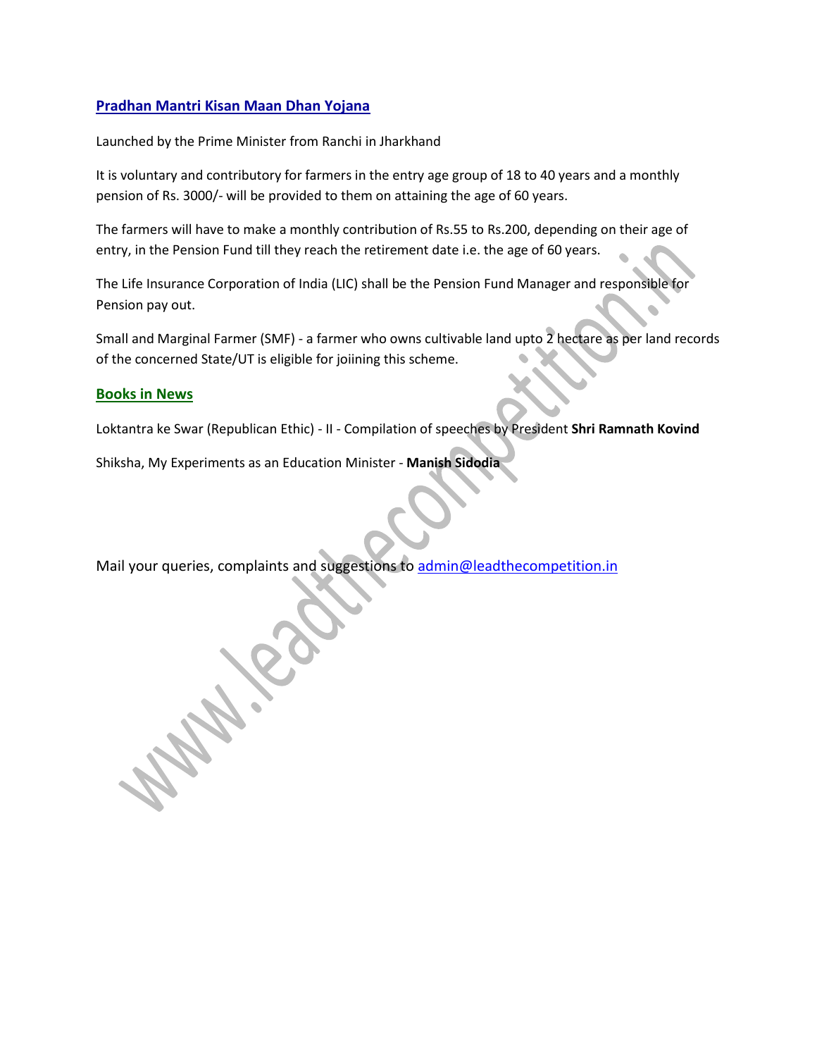## Pradhan Mantri Kisan Maan Dhan Yojana

Launched by the Prime Minister from Ranchi in Jharkhand

It is voluntary and contributory for farmers in the entry age group of 18 to 40 years and a monthly pension of Rs. 3000/- will be provided to them on attaining the age of 60 years.

The farmers will have to make a monthly contribution of Rs.55 to Rs.200, depending on their age of entry, in the Pension Fund till they reach the retirement date i.e. the age of 60 years.

The Life Insurance Corporation of India (LIC) shall be the Pension Fund Manager and responsible for Pension pay out.

Small and Marginal Farmer (SMF) - a farmer who owns cultivable land upto 2 hectare as per land records of the concerned State/UT is eligible for joiining this scheme.

## Books in News

Loktantra ke Swar (Republican Ethic) - II - Compilation of speeches by President **Shri Ramnath Kovind**

Shiksha, My Experiments as an Education Minister - **Manish Sidodia**

Mail your queries, complaints and suggestions to admin@leadthecompetition.in